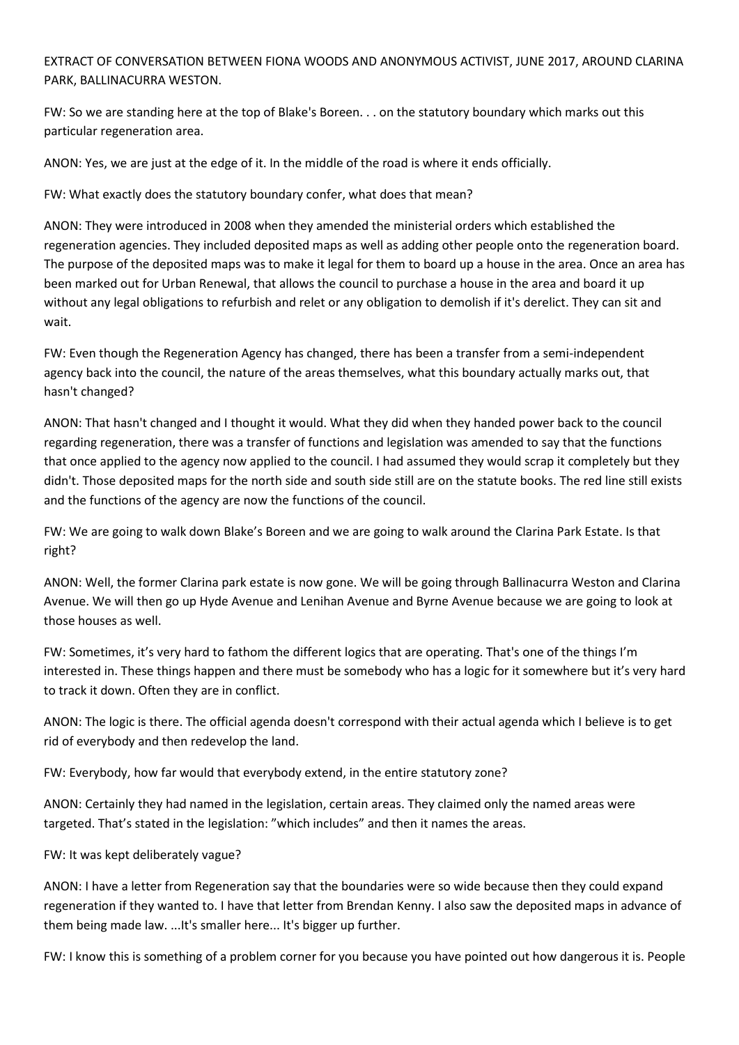EXTRACT OF CONVERSATION BETWEEN FIONA WOODS AND ANONYMOUS ACTIVIST, JUNE 2017, AROUND CLARINA PARK, BALLINACURRA WESTON.

FW: So we are standing here at the top of Blake's Boreen. . . on the statutory boundary which marks out this particular regeneration area.

ANON: Yes, we are just at the edge of it. In the middle of the road is where it ends officially.

FW: What exactly does the statutory boundary confer, what does that mean?

ANON: They were introduced in 2008 when they amended the ministerial orders which established the regeneration agencies. They included deposited maps as well as adding other people onto the regeneration board. The purpose of the deposited maps was to make it legal for them to board up a house in the area. Once an area has been marked out for Urban Renewal, that allows the council to purchase a house in the area and board it up without any legal obligations to refurbish and relet or any obligation to demolish if it's derelict. They can sit and wait.

FW: Even though the Regeneration Agency has changed, there has been a transfer from a semi-independent agency back into the council, the nature of the areas themselves, what this boundary actually marks out, that hasn't changed?

ANON: That hasn't changed and I thought it would. What they did when they handed power back to the council regarding regeneration, there was a transfer of functions and legislation was amended to say that the functions that once applied to the agency now applied to the council. I had assumed they would scrap it completely but they didn't. Those deposited maps for the north side and south side still are on the statute books. The red line still exists and the functions of the agency are now the functions of the council.

FW: We are going to walk down Blake's Boreen and we are going to walk around the Clarina Park Estate. Is that right?

ANON: Well, the former Clarina park estate is now gone. We will be going through Ballinacurra Weston and Clarina Avenue. We will then go up Hyde Avenue and Lenihan Avenue and Byrne Avenue because we are going to look at those houses as well.

FW: Sometimes, it's very hard to fathom the different logics that are operating. That's one of the things I'm interested in. These things happen and there must be somebody who has a logic for it somewhere but it's very hard to track it down. Often they are in conflict.

ANON: The logic is there. The official agenda doesn't correspond with their actual agenda which I believe is to get rid of everybody and then redevelop the land.

FW: Everybody, how far would that everybody extend, in the entire statutory zone?

ANON: Certainly they had named in the legislation, certain areas. They claimed only the named areas were targeted. That's stated in the legislation: "which includes" and then it names the areas.

FW: It was kept deliberately vague?

ANON: I have a letter from Regeneration say that the boundaries were so wide because then they could expand regeneration if they wanted to. I have that letter from Brendan Kenny. I also saw the deposited maps in advance of them being made law. ...It's smaller here... It's bigger up further.

FW: I know this is something of a problem corner for you because you have pointed out how dangerous it is. People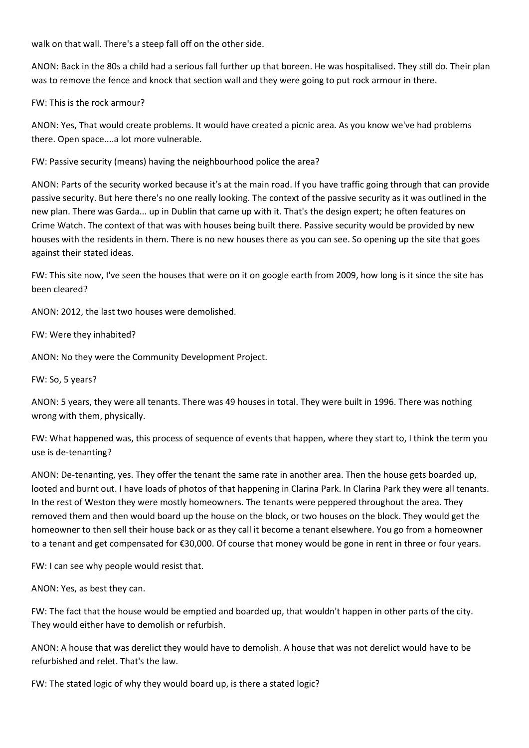walk on that wall. There's a steep fall off on the other side.

ANON: Back in the 80s a child had a serious fall further up that boreen. He was hospitalised. They still do. Their plan was to remove the fence and knock that section wall and they were going to put rock armour in there.

FW: This is the rock armour?

ANON: Yes, That would create problems. It would have created a picnic area. As you know we've had problems there. Open space....a lot more vulnerable.

FW: Passive security (means) having the neighbourhood police the area?

ANON: Parts of the security worked because it's at the main road. If you have traffic going through that can provide passive security. But here there's no one really looking. The context of the passive security as it was outlined in the new plan. There was Garda... up in Dublin that came up with it. That's the design expert; he often features on Crime Watch. The context of that was with houses being built there. Passive security would be provided by new houses with the residents in them. There is no new houses there as you can see. So opening up the site that goes against their stated ideas.

FW: This site now, I've seen the houses that were on it on google earth from 2009, how long is it since the site has been cleared?

ANON: 2012, the last two houses were demolished.

FW: Were they inhabited?

ANON: No they were the Community Development Project.

FW: So, 5 years?

ANON: 5 years, they were all tenants. There was 49 houses in total. They were built in 1996. There was nothing wrong with them, physically.

FW: What happened was, this process of sequence of events that happen, where they start to, I think the term you use is de-tenanting?

ANON: De-tenanting, yes. They offer the tenant the same rate in another area. Then the house gets boarded up, looted and burnt out. I have loads of photos of that happening in Clarina Park. In Clarina Park they were all tenants. In the rest of Weston they were mostly homeowners. The tenants were peppered throughout the area. They removed them and then would board up the house on the block, or two houses on the block. They would get the homeowner to then sell their house back or as they call it become a tenant elsewhere. You go from a homeowner to a tenant and get compensated for €30,000. Of course that money would be gone in rent in three or four years.

FW: I can see why people would resist that.

ANON: Yes, as best they can.

FW: The fact that the house would be emptied and boarded up, that wouldn't happen in other parts of the city. They would either have to demolish or refurbish.

ANON: A house that was derelict they would have to demolish. A house that was not derelict would have to be refurbished and relet. That's the law.

FW: The stated logic of why they would board up, is there a stated logic?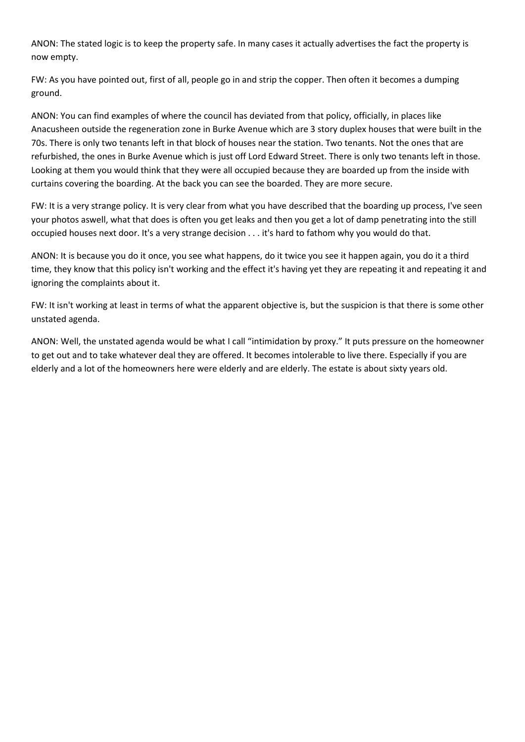ANON: The stated logic is to keep the property safe. In many cases it actually advertises the fact the property is now empty.

FW: As you have pointed out, first of all, people go in and strip the copper. Then often it becomes a dumping ground.

ANON: You can find examples of where the council has deviated from that policy, officially, in places like Anacusheen outside the regeneration zone in Burke Avenue which are 3 story duplex houses that were built in the 70s. There is only two tenants left in that block of houses near the station. Two tenants. Not the ones that are refurbished, the ones in Burke Avenue which is just off Lord Edward Street. There is only two tenants left in those. Looking at them you would think that they were all occupied because they are boarded up from the inside with curtains covering the boarding. At the back you can see the boarded. They are more secure.

FW: It is a very strange policy. It is very clear from what you have described that the boarding up process, I've seen your photos aswell, what that does is often you get leaks and then you get a lot of damp penetrating into the still occupied houses next door. It's a very strange decision . . . it's hard to fathom why you would do that.

ANON: It is because you do it once, you see what happens, do it twice you see it happen again, you do it a third time, they know that this policy isn't working and the effect it's having yet they are repeating it and repeating it and ignoring the complaints about it.

FW: It isn't working at least in terms of what the apparent objective is, but the suspicion is that there is some other unstated agenda.

ANON: Well, the unstated agenda would be what I call "intimidation by proxy." It puts pressure on the homeowner to get out and to take whatever deal they are offered. It becomes intolerable to live there. Especially if you are elderly and a lot of the homeowners here were elderly and are elderly. The estate is about sixty years old.